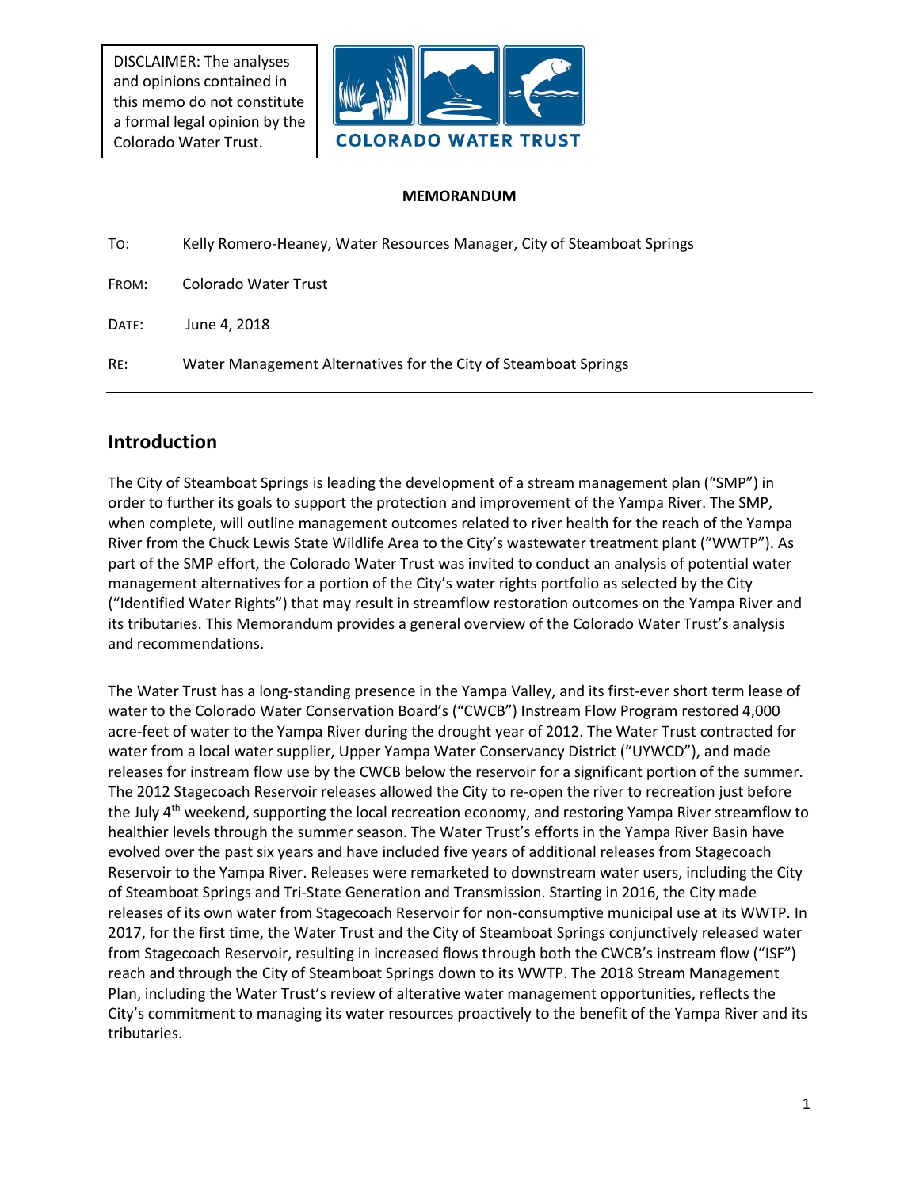DISCLAIMER: The analyses and opinions contained in this memo do not constitute a formal legal opinion by the Colorado Water Trust.

COLORADO WATER TRUST

**MEMORANDUM**

TO: Kelly Romero-Heaney, Water Resources Manager, City of Steamboat Springs

FROM: Colorado Water Trust

DATE: June 4, 2018

RE: Water Management Alternatives for the City of Steamboat Springs

---

## Introduction

The City of Steamboat Springs is leading the development of a stream management plan ("SMP") in order to further its goals to support the protection and improvement of the Yampa River. The SMP, when complete, will outline management outcomes related to river health for the reach of the Yampa River from the Chuck Lewis State Wildlife Area to the City's wastewater treatment plant ("WWTP"). As part of the SMP effort, the Colorado Water Trust was invited to conduct an analysis of potential water management alternatives for a portion of the City's water rights portfolio as selected by the City ("Identified Water Rights") that may result in streamflow restoration outcomes on the Yampa River and its tributaries. This Memorandum provides a general overview of the Colorado Water Trust's analysis and recommendations.

The Water Trust has a long-standing presence in the Yampa Valley, and its first-ever short term lease of water to the Colorado Water Conservation Board's ("CWCB") Instream Flow Program restored 4,000 acre-feet of water to the Yampa River during the drought year of 2012. The Water Trust contracted for water from a local water supplier, Upper Yampa Water Conservancy District ("UYWCD"), and made releases for instream flow use by the CWCB below the reservoir for a significant portion of the summer. The 2012 Stagecoach Reservoir releases allowed the City to re-open the river to recreation just before the July 4th weekend, supporting the local recreation economy, and restoring Yampa River streamflow to healthier levels through the summer season. The Water Trust's efforts in the Yampa River Basin have evolved over the past six years and have included five years of additional releases from Stagecoach Reservoir to the Yampa River. Releases were remarketed to downstream water users, including the City of Steamboat Springs and Tri-State Generation and Transmission. Starting in 2016, the City made releases of its own water from Stagecoach Reservoir for non-consumptive municipal use at its WWTP. In 2017, for the first time, the Water Trust and the City of Steamboat Springs conjunctively released water from Stagecoach Reservoir, resulting in increased flows through both the CWCB's instream flow ("ISF") reach and through the City of Steamboat Springs down to its WWTP. The 2018 Stream Management Plan, including the Water Trust's review of alterative water management opportunities, reflects the City's commitment to managing its water resources proactively to the benefit of the Yampa River and its tributaries.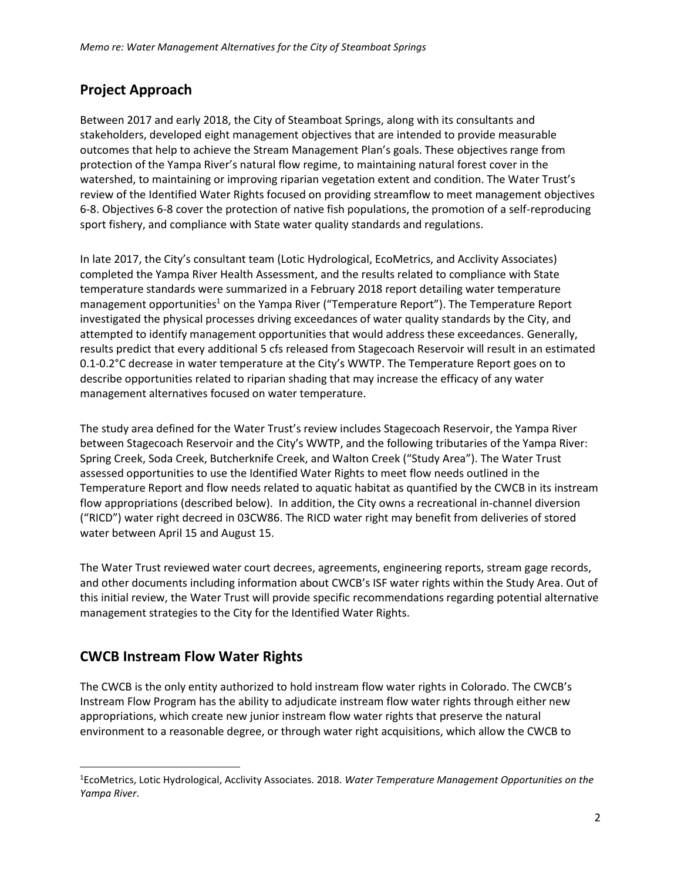## Project Approach

Between 2017 and early 2018, the City of Steamboat Springs, along with its consultants and stakeholders, developed eight management objectives that are intended to provide measurable outcomes that help to achieve the Stream Management Plan's goals. These objectives range from protection of the Yampa River's natural flow regime, to maintaining natural forest cover in the watershed, to maintaining or improving riparian vegetation extent and condition. The Water Trust's review of the Identified Water Rights focused on providing streamflow to meet management objectives 6-8. Objectives 6-8 cover the protection of native fish populations, the promotion of a self-reproducing sport fishery, and compliance with State water quality standards and regulations.

In late 2017, the City's consultant team (Lotic Hydrological, EcoMetrics, and Acclivity Associates) completed the Yampa River Health Assessment, and the results related to compliance with State temperature standards were summarized in a February 2018 report detailing water temperature management opportunities[1] on the Yampa River ("Temperature Report"). The Temperature Report investigated the physical processes driving exceedances of water quality standards by the City, and attempted to identify management opportunities that would address these exceedances. Generally, results predict that every additional 5 cfs released from Stagecoach Reservoir will result in an estimated 0.1-0.2°C decrease in water temperature at the City's WWTP. The Temperature Report goes on to describe opportunities related to riparian shading that may increase the efficacy of any water management alternatives focused on water temperature.

The study area defined for the Water Trust's review includes Stagecoach Reservoir, the Yampa River between Stagecoach Reservoir and the City's WWTP, and the following tributaries of the Yampa River: Spring Creek, Soda Creek, Butcherknife Creek, and Walton Creek ("Study Area"). The Water Trust assessed opportunities to use the Identified Water Rights to meet flow needs outlined in the Temperature Report and flow needs related to aquatic habitat as quantified by the CWCB in its instream flow appropriations (described below). In addition, the City owns a recreational in-channel diversion ("RICD") water right decreed in 03CW86. The RICD water right may benefit from deliveries of stored water between April 15 and August 15.

The Water Trust reviewed water court decrees, agreements, engineering reports, stream gage records, and other documents including information about CWCB's ISF water rights within the Study Area. Out of this initial review, the Water Trust will provide specific recommendations regarding potential alternative management strategies to the City for the Identified Water Rights.

## CWCB Instream Flow Water Rights

The CWCB is the only entity authorized to hold instream flow water rights in Colorado. The CWCB's Instream Flow Program has the ability to adjudicate instream flow water rights through either new appropriations, which create new junior instream flow water rights that preserve the natural environment to a reasonable degree, or through water right acquisitions, which allow the CWCB to

[1] EcoMetrics, Lotic Hydrological, Acclivity Associates. 2018. *Water Temperature Management Opportunities on the Yampa River*.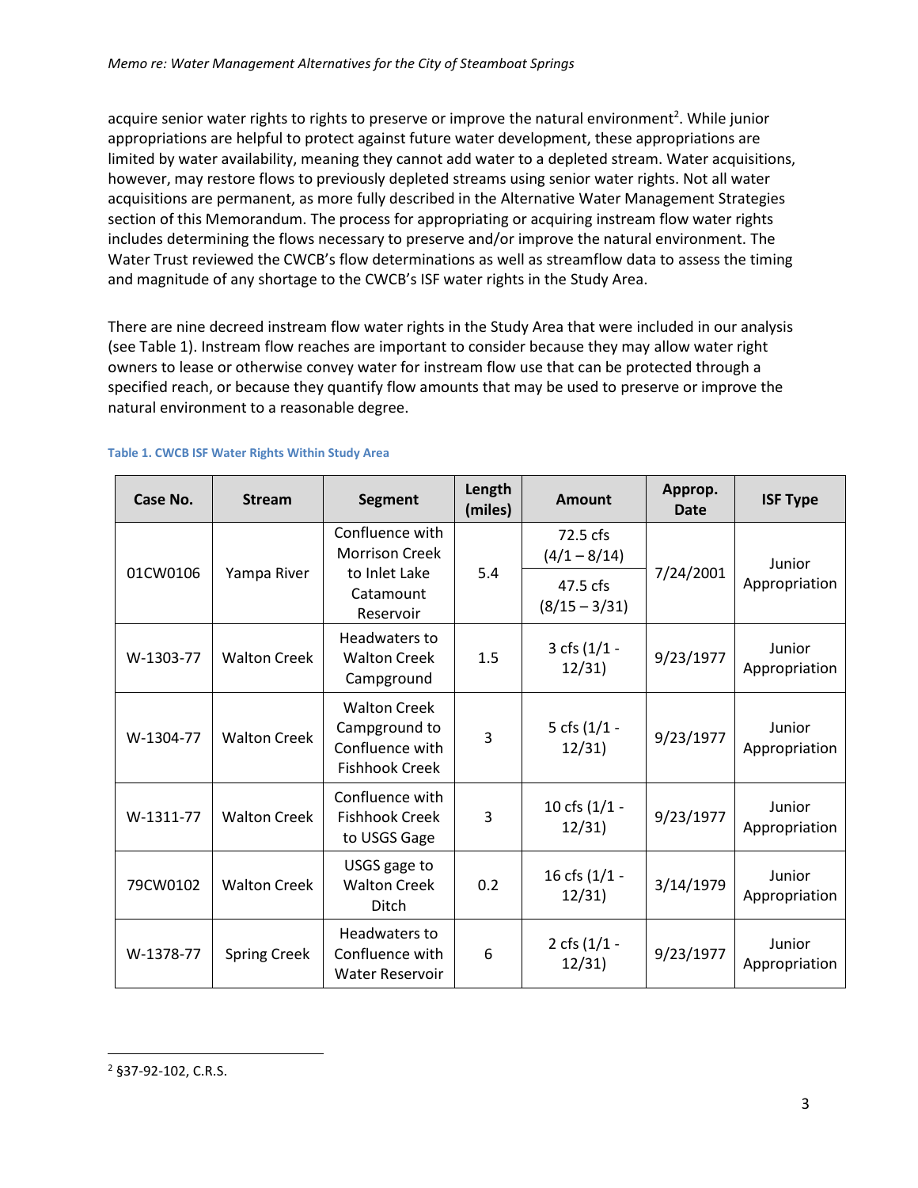acquire senior water rights to rights to preserve or improve the natural environment[2]. While junior appropriations are helpful to protect against future water development, these appropriations are limited by water availability, meaning they cannot add water to a depleted stream. Water acquisitions, however, may restore flows to previously depleted streams using senior water rights. Not all water acquisitions are permanent, as more fully described in the Alternative Water Management Strategies section of this Memorandum. The process for appropriating or acquiring instream flow water rights includes determining the flows necessary to preserve and/or improve the natural environment. The Water Trust reviewed the CWCB's flow determinations as well as streamflow data to assess the timing and magnitude of any shortage to the CWCB's ISF water rights in the Study Area.

There are nine decreed instream flow water rights in the Study Area that were included in our analysis (see Table 1). Instream flow reaches are important to consider because they may allow water right owners to lease or otherwise convey water for instream flow use that can be protected through a specified reach, or because they quantify flow amounts that may be used to preserve or improve the natural environment to a reasonable degree.

**Table 1. CWCB ISF Water Rights Within Study Area**

| Case No. | Stream | Segment | Length (miles) | Amount | Approp. Date | ISF Type |
|---|---|---|---|---|---|---|
| 01CW0106 | Yampa River | Confluence with Morrison Creek to Inlet Lake Catamount Reservoir | 5.4 | 72.5 cfs (4/1 – 8/14)<br>47.5 cfs (8/15 – 3/31) | 7/24/2001 | Junior Appropriation |
| W-1303-77 | Walton Creek | Headwaters to Walton Creek Campground | 1.5 | 3 cfs (1/1 - 12/31) | 9/23/1977 | Junior Appropriation |
| W-1304-77 | Walton Creek | Walton Creek Campground to Confluence with Fishhook Creek | 3 | 5 cfs (1/1 - 12/31) | 9/23/1977 | Junior Appropriation |
| W-1311-77 | Walton Creek | Confluence with Fishhook Creek to USGS Gage | 3 | 10 cfs (1/1 - 12/31) | 9/23/1977 | Junior Appropriation |
| 79CW0102 | Walton Creek | USGS gage to Walton Creek Ditch | 0.2 | 16 cfs (1/1 - 12/31) | 3/14/1979 | Junior Appropriation |
| W-1378-77 | Spring Creek | Headwaters to Confluence with Water Reservoir | 6 | 2 cfs (1/1 - 12/31) | 9/23/1977 | Junior Appropriation |

[2] §37-92-102, C.R.S.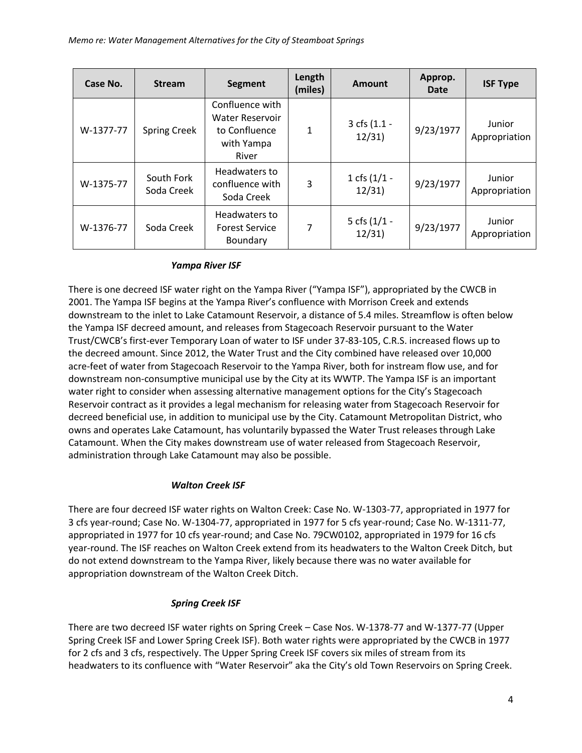| Case No. | Stream | Segment | Length (miles) | Amount | Approp. Date | ISF Type |
|---|---|---|---|---|---|---|
| W-1377-77 | Spring Creek | Confluence with Water Reservoir to Confluence with Yampa River | 1 | 3 cfs (1.1 - 12/31) | 9/23/1977 | Junior Appropriation |
| W-1375-77 | South Fork Soda Creek | Headwaters to confluence with Soda Creek | 3 | 1 cfs (1/1 - 12/31) | 9/23/1977 | Junior Appropriation |
| W-1376-77 | Soda Creek | Headwaters to Forest Service Boundary | 7 | 5 cfs (1/1 - 12/31) | 9/23/1977 | Junior Appropriation |

### *Yampa River ISF*

There is one decreed ISF water right on the Yampa River ("Yampa ISF"), appropriated by the CWCB in 2001. The Yampa ISF begins at the Yampa River's confluence with Morrison Creek and extends downstream to the inlet to Lake Catamount Reservoir, a distance of 5.4 miles. Streamflow is often below the Yampa ISF decreed amount, and releases from Stagecoach Reservoir pursuant to the Water Trust/CWCB's first-ever Temporary Loan of water to ISF under 37-83-105, C.R.S. increased flows up to the decreed amount. Since 2012, the Water Trust and the City combined have released over 10,000 acre-feet of water from Stagecoach Reservoir to the Yampa River, both for instream flow use, and for downstream non-consumptive municipal use by the City at its WWTP. The Yampa ISF is an important water right to consider when assessing alternative management options for the City's Stagecoach Reservoir contract as it provides a legal mechanism for releasing water from Stagecoach Reservoir for decreed beneficial use, in addition to municipal use by the City. Catamount Metropolitan District, who owns and operates Lake Catamount, has voluntarily bypassed the Water Trust releases through Lake Catamount. When the City makes downstream use of water released from Stagecoach Reservoir, administration through Lake Catamount may also be possible.

### *Walton Creek ISF*

There are four decreed ISF water rights on Walton Creek: Case No. W-1303-77, appropriated in 1977 for 3 cfs year-round; Case No. W-1304-77, appropriated in 1977 for 5 cfs year-round; Case No. W-1311-77, appropriated in 1977 for 10 cfs year-round; and Case No. 79CW0102, appropriated in 1979 for 16 cfs year-round. The ISF reaches on Walton Creek extend from its headwaters to the Walton Creek Ditch, but do not extend downstream to the Yampa River, likely because there was no water available for appropriation downstream of the Walton Creek Ditch.

### *Spring Creek ISF*

There are two decreed ISF water rights on Spring Creek – Case Nos. W-1378-77 and W-1377-77 (Upper Spring Creek ISF and Lower Spring Creek ISF). Both water rights were appropriated by the CWCB in 1977 for 2 cfs and 3 cfs, respectively. The Upper Spring Creek ISF covers six miles of stream from its headwaters to its confluence with "Water Reservoir" aka the City's old Town Reservoirs on Spring Creek.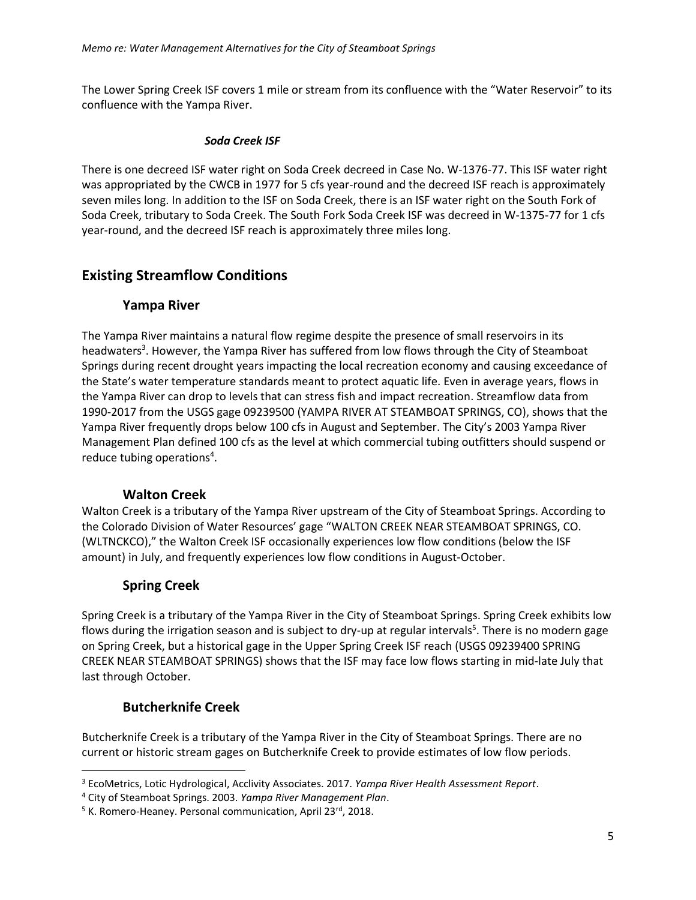The Lower Spring Creek ISF covers 1 mile or stream from its confluence with the "Water Reservoir" to its confluence with the Yampa River.

#### *Soda Creek ISF*

There is one decreed ISF water right on Soda Creek decreed in Case No. W-1376-77. This ISF water right was appropriated by the CWCB in 1977 for 5 cfs year-round and the decreed ISF reach is approximately seven miles long. In addition to the ISF on Soda Creek, there is an ISF water right on the South Fork of Soda Creek, tributary to Soda Creek. The South Fork Soda Creek ISF was decreed in W-1375-77 for 1 cfs year-round, and the decreed ISF reach is approximately three miles long.

## Existing Streamflow Conditions

### Yampa River

The Yampa River maintains a natural flow regime despite the presence of small reservoirs in its headwaters[3]. However, the Yampa River has suffered from low flows through the City of Steamboat Springs during recent drought years impacting the local recreation economy and causing exceedance of the State's water temperature standards meant to protect aquatic life. Even in average years, flows in the Yampa River can drop to levels that can stress fish and impact recreation. Streamflow data from 1990-2017 from the USGS gage 09239500 (YAMPA RIVER AT STEAMBOAT SPRINGS, CO), shows that the Yampa River frequently drops below 100 cfs in August and September. The City's 2003 Yampa River Management Plan defined 100 cfs as the level at which commercial tubing outfitters should suspend or reduce tubing operations[4].

### Walton Creek

Walton Creek is a tributary of the Yampa River upstream of the City of Steamboat Springs. According to the Colorado Division of Water Resources' gage "WALTON CREEK NEAR STEAMBOAT SPRINGS, CO. (WLTNCKCO)," the Walton Creek ISF occasionally experiences low flow conditions (below the ISF amount) in July, and frequently experiences low flow conditions in August-October.

### Spring Creek

Spring Creek is a tributary of the Yampa River in the City of Steamboat Springs. Spring Creek exhibits low flows during the irrigation season and is subject to dry-up at regular intervals[5]. There is no modern gage on Spring Creek, but a historical gage in the Upper Spring Creek ISF reach (USGS 09239400 SPRING CREEK NEAR STEAMBOAT SPRINGS) shows that the ISF may face low flows starting in mid-late July that last through October.

### Butcherknife Creek

Butcherknife Creek is a tributary of the Yampa River in the City of Steamboat Springs. There are no current or historic stream gages on Butcherknife Creek to provide estimates of low flow periods.

---

[3] EcoMetrics, Lotic Hydrological, Acclivity Associates. 2017. *Yampa River Health Assessment Report*.

[4] City of Steamboat Springs. 2003. *Yampa River Management Plan*.

[5] K. Romero-Heaney. Personal communication, April 23rd, 2018.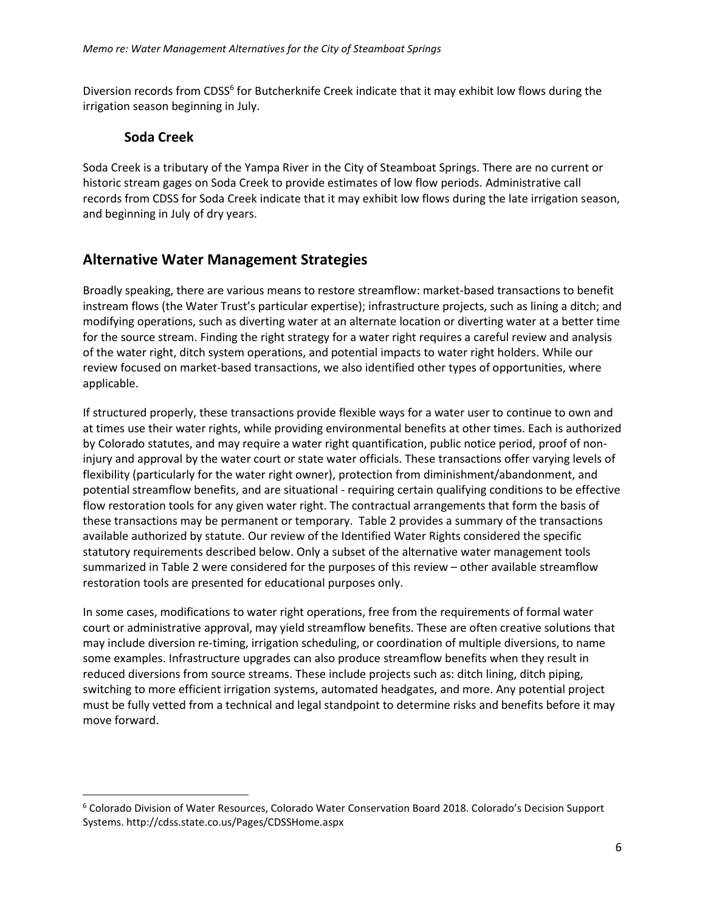Diversion records from CDSS[6] for Butcherknife Creek indicate that it may exhibit low flows during the irrigation season beginning in July.

### Soda Creek

Soda Creek is a tributary of the Yampa River in the City of Steamboat Springs. There are no current or historic stream gages on Soda Creek to provide estimates of low flow periods. Administrative call records from CDSS for Soda Creek indicate that it may exhibit low flows during the late irrigation season, and beginning in July of dry years.

## Alternative Water Management Strategies

Broadly speaking, there are various means to restore streamflow: market-based transactions to benefit instream flows (the Water Trust's particular expertise); infrastructure projects, such as lining a ditch; and modifying operations, such as diverting water at an alternate location or diverting water at a better time for the source stream. Finding the right strategy for a water right requires a careful review and analysis of the water right, ditch system operations, and potential impacts to water right holders. While our review focused on market-based transactions, we also identified other types of opportunities, where applicable.

If structured properly, these transactions provide flexible ways for a water user to continue to own and at times use their water rights, while providing environmental benefits at other times. Each is authorized by Colorado statutes, and may require a water right quantification, public notice period, proof of non-injury and approval by the water court or state water officials. These transactions offer varying levels of flexibility (particularly for the water right owner), protection from diminishment/abandonment, and potential streamflow benefits, and are situational - requiring certain qualifying conditions to be effective flow restoration tools for any given water right. The contractual arrangements that form the basis of these transactions may be permanent or temporary. Table 2 provides a summary of the transactions available authorized by statute. Our review of the Identified Water Rights considered the specific statutory requirements described below. Only a subset of the alternative water management tools summarized in Table 2 were considered for the purposes of this review – other available streamflow restoration tools are presented for educational purposes only.

In some cases, modifications to water right operations, free from the requirements of formal water court or administrative approval, may yield streamflow benefits. These are often creative solutions that may include diversion re-timing, irrigation scheduling, or coordination of multiple diversions, to name some examples. Infrastructure upgrades can also produce streamflow benefits when they result in reduced diversions from source streams. These include projects such as: ditch lining, ditch piping, switching to more efficient irrigation systems, automated headgates, and more. Any potential project must be fully vetted from a technical and legal standpoint to determine risks and benefits before it may move forward.

---

[6] Colorado Division of Water Resources, Colorado Water Conservation Board 2018. Colorado's Decision Support Systems. http://cdss.state.co.us/Pages/CDSSHome.aspx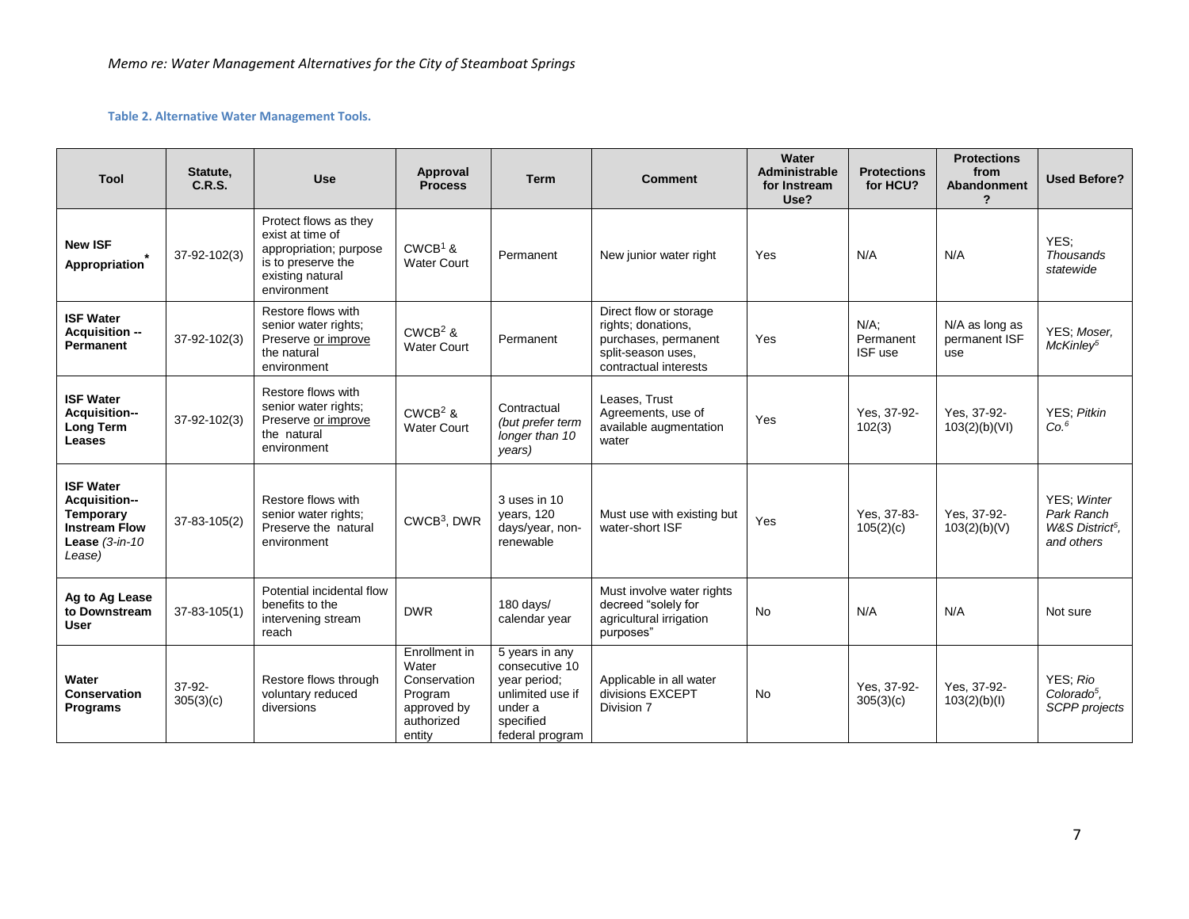**Table 2. Alternative Water Management Tools.**

| Tool | Statute, C.R.S. | Use | Approval Process | Term | Comment | Water Administrable for Instream Use? | Protections for HCU? | Protections from Abandonment ? | Used Before? |
|---|---|---|---|---|---|---|---|---|---|
| **New ISF Appropriation*** | 37-92-102(3) | Protect flows as they exist at time of appropriation; purpose is to preserve the existing natural environment | CWCB[1] & Water Court | Permanent | New junior water right | Yes | N/A | N/A | YES; *Thousands statewide* |
| **ISF Water Acquisition -- Permanent** | 37-92-102(3) | Restore flows with senior water rights; Preserve or improve the natural environment | CWCB[2] & Water Court | Permanent | Direct flow or storage rights; donations, purchases, permanent split-season uses, contractual interests | Yes | N/A; Permanent ISF use | N/A as long as permanent ISF use | YES; *Moser, McKinley*[5] |
| **ISF Water Acquisition-- Long Term Leases** | 37-92-102(3) | Restore flows with senior water rights; Preserve or improve the natural environment | CWCB[2] & Water Court | Contractual *(but prefer term longer than 10 years)* | Leases, Trust Agreements, use of available augmentation water | Yes | Yes, 37-92-102(3) | Yes, 37-92-103(2)(b)(VI) | YES; *Pitkin Co.*[6] |
| **ISF Water Acquisition-- Temporary Instream Flow Lease** *(3-in-10 Lease)* | 37-83-105(2) | Restore flows with senior water rights; Preserve the natural environment | CWCB[3], DWR | 3 uses in 10 years, 120 days/year, non-renewable | Must use with existing but water-short ISF | Yes | Yes, 37-83-105(2)(c) | Yes, 37-92-103(2)(b)(V) | YES; *Winter Park Ranch W&S District*[5], *and others* |
| **Ag to Ag Lease to Downstream User** | 37-83-105(1) | Potential incidental flow benefits to the intervening stream reach | DWR | 180 days/ calendar year | Must involve water rights decreed "solely for agricultural irrigation purposes" | No | N/A | N/A | Not sure |
| **Water Conservation Programs** | 37-92-305(3)(c) | Restore flows through voluntary reduced diversions | Enrollment in Water Conservation Program approved by authorized entity | 5 years in any consecutive 10 year period; unlimited use if under a specified federal program | Applicable in all water divisions EXCEPT Division 7 | No | Yes, 37-92-305(3)(c) | Yes, 37-92-103(2)(b)(I) | YES; *Rio Colorado*[5], *SCPP projects* |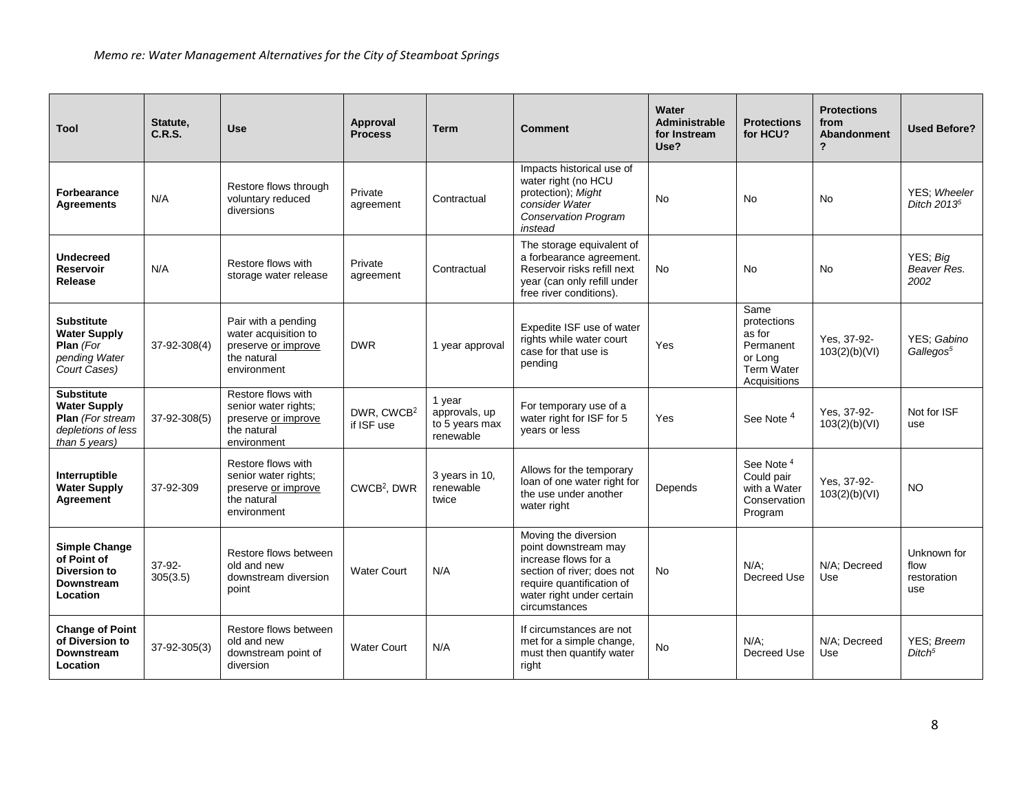| Tool | Statute, C.R.S. | Use | Approval Process | Term | Comment | Water Administrable for Instream Use? | Protections for HCU? | Protections from Abandonment ? | Used Before? |
|---|---|---|---|---|---|---|---|---|---|
| **Forbearance Agreements** | N/A | Restore flows through voluntary reduced diversions | Private agreement | Contractual | Impacts historical use of water right (no HCU protection); *Might consider Water Conservation Program instead* | No | No | No | YES; *Wheeler Ditch 2013*[5] |
| **Undecreed Reservoir Release** | N/A | Restore flows with storage water release | Private agreement | Contractual | The storage equivalent of a forbearance agreement. Reservoir risks refill next year (can only refill under free river conditions). | No | No | No | YES; *Big Beaver Res. 2002* |
| **Substitute Water Supply Plan** *(For pending Water Court Cases)* | 37-92-308(4) | Pair with a pending water acquisition to preserve or improve the natural environment | DWR | 1 year approval | Expedite ISF use of water rights while water court case for that use is pending | Yes | Same protections as for Permanent or Long Term Water Acquisitions | Yes, 37-92-103(2)(b)(VI) | YES; *Gabino Gallegos*[5] |
| **Substitute Water Supply Plan** *(For stream depletions of less than 5 years)* | 37-92-308(5) | Restore flows with senior water rights; preserve or improve the natural environment | DWR, CWCB[2] if ISF use | 1 year approvals, up to 5 years max renewable | For temporary use of a water right for ISF for 5 years or less | Yes | See Note [4] | Yes, 37-92-103(2)(b)(VI) | Not for ISF use |
| **Interruptible Water Supply Agreement** | 37-92-309 | Restore flows with senior water rights; preserve or improve the natural environment | CWCB[2], DWR | 3 years in 10, renewable twice | Allows for the temporary loan of one water right for the use under another water right | Depends | See Note [4] Could pair with a Water Conservation Program | Yes, 37-92-103(2)(b)(VI) | NO |
| **Simple Change of Point of Diversion to Downstream Location** | 37-92-305(3.5) | Restore flows between old and new downstream diversion point | Water Court | N/A | Moving the diversion point downstream may increase flows for a section of river; does not require quantification of water right under certain circumstances | No | N/A; Decreed Use | N/A; Decreed Use | Unknown for flow restoration use |
| **Change of Point of Diversion to Downstream Location** | 37-92-305(3) | Restore flows between old and new downstream point of diversion | Water Court | N/A | If circumstances are not met for a simple change, must then quantify water right | No | N/A; Decreed Use | N/A; Decreed Use | YES; *Breem Ditch*[5] |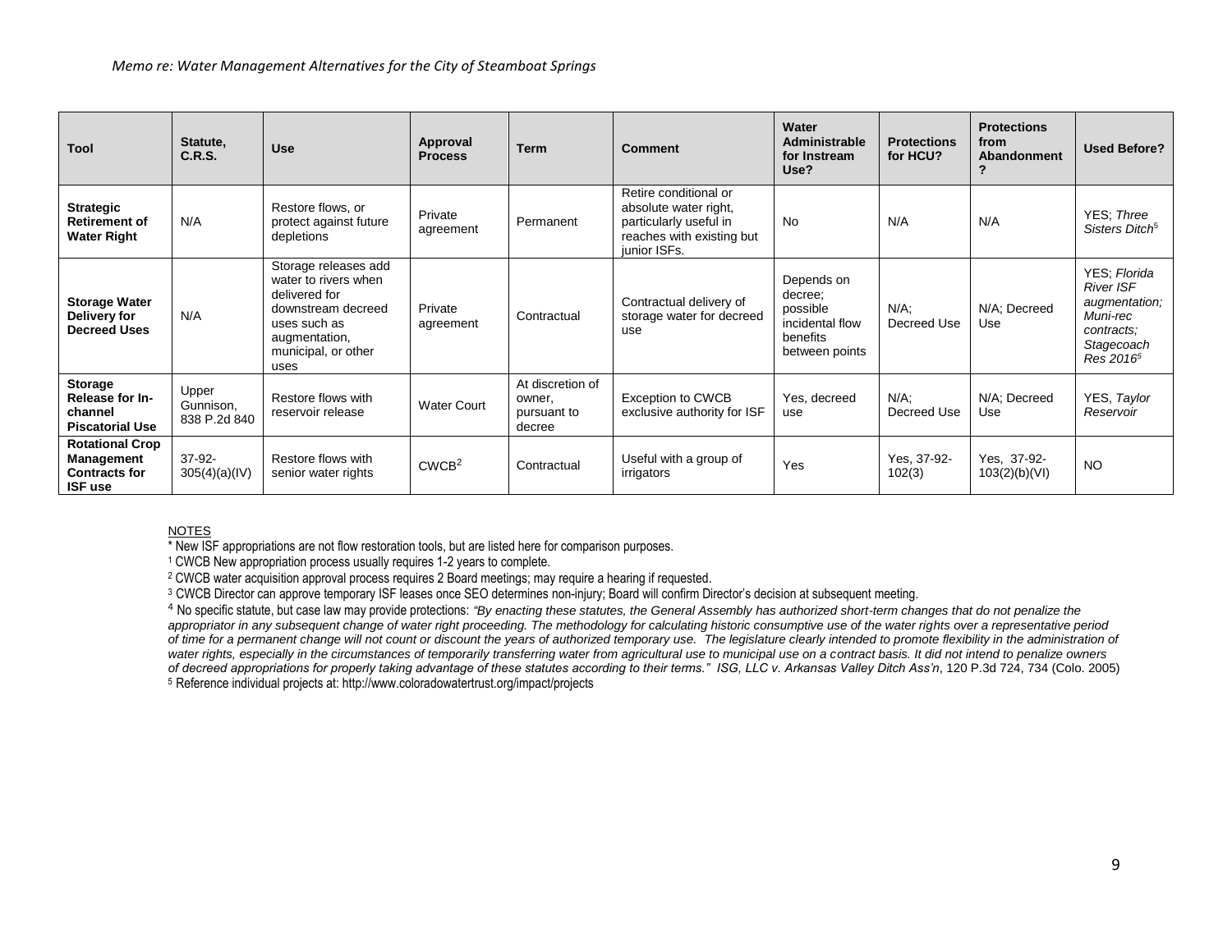| Tool | Statute, C.R.S. | Use | Approval Process | Term | Comment | Water Administrable for Instream Use? | Protections for HCU? | Protections from Abandonment? | Used Before? |
|---|---|---|---|---|---|---|---|---|---|
| **Strategic Retirement of Water Right** | N/A | Restore flows, or protect against future depletions | Private agreement | Permanent | Retire conditional or absolute water right, particularly useful in reaches with existing but junior ISFs. | No | N/A | N/A | YES; *Three Sisters Ditch*[5] |
| **Storage Water Delivery for Decreed Uses** | N/A | Storage releases add water to rivers when delivered for downstream decreed uses such as augmentation, municipal, or other uses | Private agreement | Contractual | Contractual delivery of storage water for decreed use | Depends on decree; possible incidental flow benefits between points | N/A; Decreed Use | N/A; Decreed Use | YES; *Florida River ISF augmentation; Muni-rec contracts; Stagecoach Res 2016*[5] |
| **Storage Release for In-channel Piscatorial Use** | Upper Gunnison, 838 P.2d 840 | Restore flows with reservoir release | Water Court | At discretion of owner, pursuant to decree | Exception to CWCB exclusive authority for ISF | Yes, decreed use | N/A; Decreed Use | N/A; Decreed Use | YES, *Taylor Reservoir* |
| **Rotational Crop Management Contracts for ISF use** | 37-92-305(4)(a)(IV) | Restore flows with senior water rights | CWCB[2] | Contractual | Useful with a group of irrigators | Yes | Yes, 37-92-102(3) | Yes, 37-92-103(2)(b)(VI) | NO |

NOTES

\* New ISF appropriations are not flow restoration tools, but are listed here for comparison purposes.

[1] CWCB New appropriation process usually requires 1-2 years to complete.

[2] CWCB water acquisition approval process requires 2 Board meetings; may require a hearing if requested.

[3] CWCB Director can approve temporary ISF leases once SEO determines non-injury; Board will confirm Director's decision at subsequent meeting.

[4] No specific statute, but case law may provide protections: *"By enacting these statutes, the General Assembly has authorized short-term changes that do not penalize the appropriator in any subsequent change of water right proceeding. The methodology for calculating historic consumptive use of the water rights over a representative period of time for a permanent change will not count or discount the years of authorized temporary use. The legislature clearly intended to promote flexibility in the administration of water rights, especially in the circumstances of temporarily transferring water from agricultural use to municipal use on a contract basis. It did not intend to penalize owners of decreed appropriations for properly taking advantage of these statutes according to their terms." ISG, LLC v. Arkansas Valley Ditch Ass'n*, 120 P.3d 724, 734 (Colo. 2005)

[5] Reference individual projects at: http://www.coloradowatertrust.org/impact/projects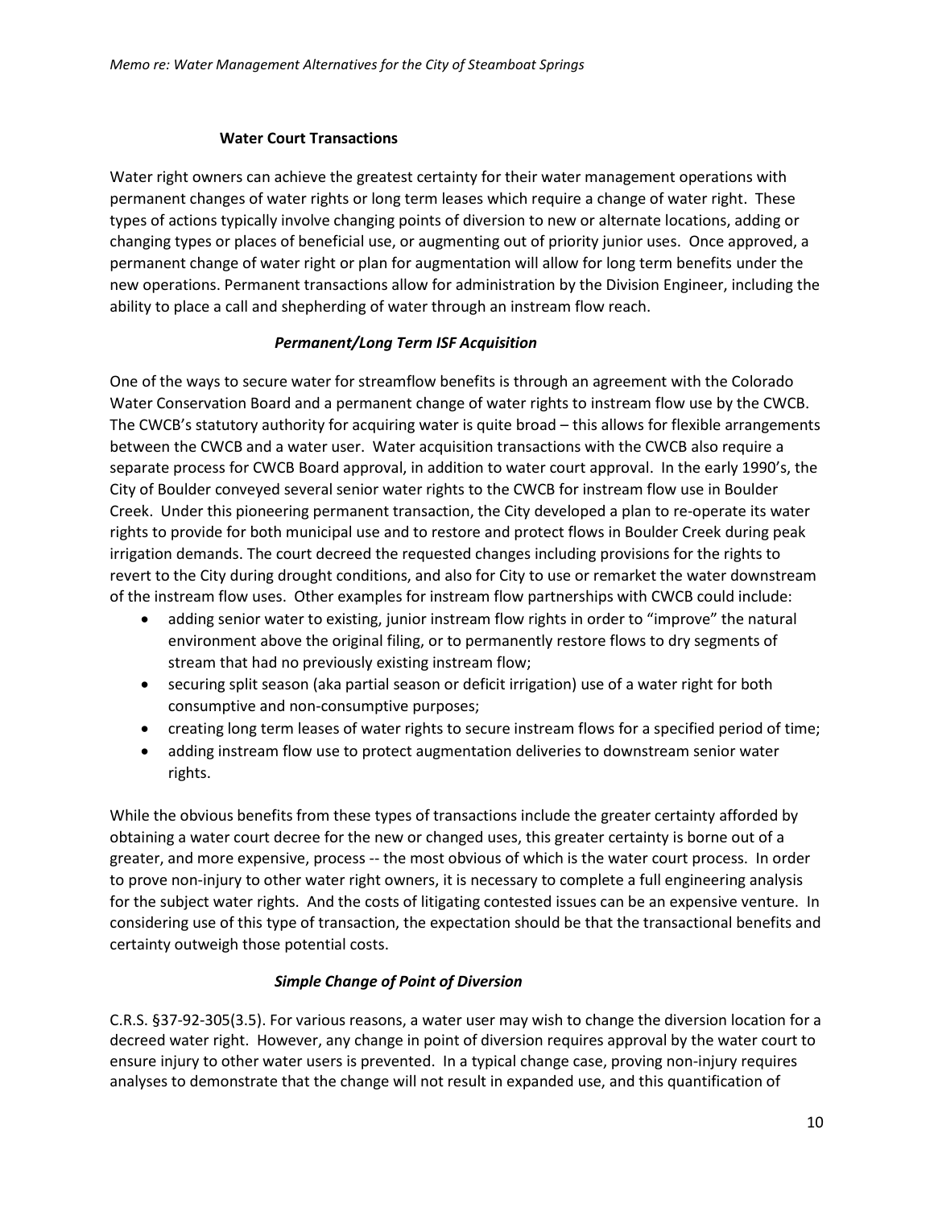### Water Court Transactions

Water right owners can achieve the greatest certainty for their water management operations with permanent changes of water rights or long term leases which require a change of water right. These types of actions typically involve changing points of diversion to new or alternate locations, adding or changing types or places of beneficial use, or augmenting out of priority junior uses. Once approved, a permanent change of water right or plan for augmentation will allow for long term benefits under the new operations. Permanent transactions allow for administration by the Division Engineer, including the ability to place a call and shepherding of water through an instream flow reach.

#### *Permanent/Long Term ISF Acquisition*

One of the ways to secure water for streamflow benefits is through an agreement with the Colorado Water Conservation Board and a permanent change of water rights to instream flow use by the CWCB. The CWCB's statutory authority for acquiring water is quite broad – this allows for flexible arrangements between the CWCB and a water user. Water acquisition transactions with the CWCB also require a separate process for CWCB Board approval, in addition to water court approval. In the early 1990's, the City of Boulder conveyed several senior water rights to the CWCB for instream flow use in Boulder Creek. Under this pioneering permanent transaction, the City developed a plan to re-operate its water rights to provide for both municipal use and to restore and protect flows in Boulder Creek during peak irrigation demands. The court decreed the requested changes including provisions for the rights to revert to the City during drought conditions, and also for City to use or remarket the water downstream of the instream flow uses. Other examples for instream flow partnerships with CWCB could include:

- adding senior water to existing, junior instream flow rights in order to "improve" the natural environment above the original filing, or to permanently restore flows to dry segments of stream that had no previously existing instream flow;
- securing split season (aka partial season or deficit irrigation) use of a water right for both consumptive and non-consumptive purposes;
- creating long term leases of water rights to secure instream flows for a specified period of time;
- adding instream flow use to protect augmentation deliveries to downstream senior water rights.

While the obvious benefits from these types of transactions include the greater certainty afforded by obtaining a water court decree for the new or changed uses, this greater certainty is borne out of a greater, and more expensive, process -- the most obvious of which is the water court process. In order to prove non-injury to other water right owners, it is necessary to complete a full engineering analysis for the subject water rights. And the costs of litigating contested issues can be an expensive venture. In considering use of this type of transaction, the expectation should be that the transactional benefits and certainty outweigh those potential costs.

#### *Simple Change of Point of Diversion*

C.R.S. §37-92-305(3.5). For various reasons, a water user may wish to change the diversion location for a decreed water right. However, any change in point of diversion requires approval by the water court to ensure injury to other water users is prevented. In a typical change case, proving non-injury requires analyses to demonstrate that the change will not result in expanded use, and this quantification of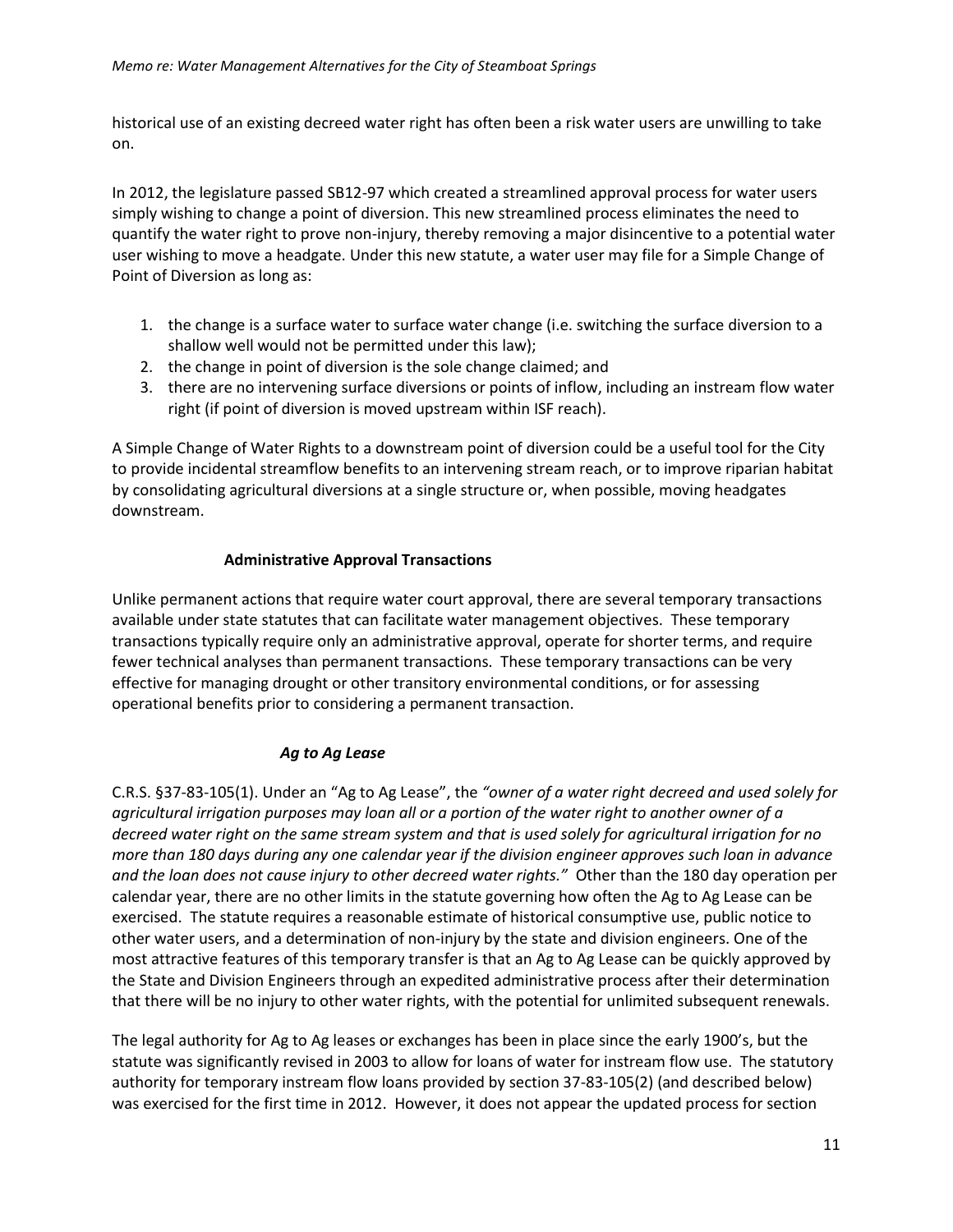historical use of an existing decreed water right has often been a risk water users are unwilling to take on.

In 2012, the legislature passed SB12-97 which created a streamlined approval process for water users simply wishing to change a point of diversion. This new streamlined process eliminates the need to quantify the water right to prove non-injury, thereby removing a major disincentive to a potential water user wishing to move a headgate. Under this new statute, a water user may file for a Simple Change of Point of Diversion as long as:

1. the change is a surface water to surface water change (i.e. switching the surface diversion to a shallow well would not be permitted under this law);
2. the change in point of diversion is the sole change claimed; and
3. there are no intervening surface diversions or points of inflow, including an instream flow water right (if point of diversion is moved upstream within ISF reach).

A Simple Change of Water Rights to a downstream point of diversion could be a useful tool for the City to provide incidental streamflow benefits to an intervening stream reach, or to improve riparian habitat by consolidating agricultural diversions at a single structure or, when possible, moving headgates downstream.

### Administrative Approval Transactions

Unlike permanent actions that require water court approval, there are several temporary transactions available under state statutes that can facilitate water management objectives. These temporary transactions typically require only an administrative approval, operate for shorter terms, and require fewer technical analyses than permanent transactions. These temporary transactions can be very effective for managing drought or other transitory environmental conditions, or for assessing operational benefits prior to considering a permanent transaction.

#### *Ag to Ag Lease*

C.R.S. §37-83-105(1). Under an "Ag to Ag Lease", the *"owner of a water right decreed and used solely for agricultural irrigation purposes may loan all or a portion of the water right to another owner of a decreed water right on the same stream system and that is used solely for agricultural irrigation for no more than 180 days during any one calendar year if the division engineer approves such loan in advance and the loan does not cause injury to other decreed water rights."* Other than the 180 day operation per calendar year, there are no other limits in the statute governing how often the Ag to Ag Lease can be exercised. The statute requires a reasonable estimate of historical consumptive use, public notice to other water users, and a determination of non-injury by the state and division engineers. One of the most attractive features of this temporary transfer is that an Ag to Ag Lease can be quickly approved by the State and Division Engineers through an expedited administrative process after their determination that there will be no injury to other water rights, with the potential for unlimited subsequent renewals.

The legal authority for Ag to Ag leases or exchanges has been in place since the early 1900's, but the statute was significantly revised in 2003 to allow for loans of water for instream flow use. The statutory authority for temporary instream flow loans provided by section 37-83-105(2) (and described below) was exercised for the first time in 2012. However, it does not appear the updated process for section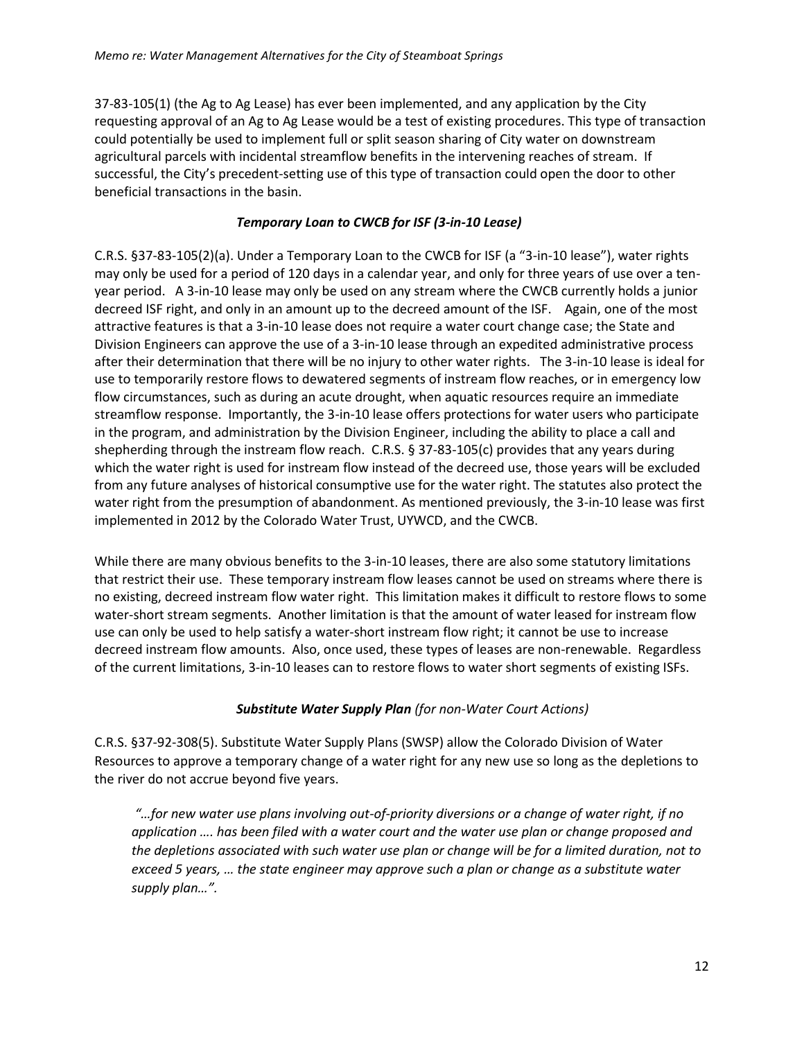37-83-105(1) (the Ag to Ag Lease) has ever been implemented, and any application by the City requesting approval of an Ag to Ag Lease would be a test of existing procedures. This type of transaction could potentially be used to implement full or split season sharing of City water on downstream agricultural parcels with incidental streamflow benefits in the intervening reaches of stream. If successful, the City's precedent-setting use of this type of transaction could open the door to other beneficial transactions in the basin.

### *Temporary Loan to CWCB for ISF (3-in-10 Lease)*

C.R.S. §37-83-105(2)(a). Under a Temporary Loan to the CWCB for ISF (a "3-in-10 lease"), water rights may only be used for a period of 120 days in a calendar year, and only for three years of use over a ten-year period. A 3-in-10 lease may only be used on any stream where the CWCB currently holds a junior decreed ISF right, and only in an amount up to the decreed amount of the ISF. Again, one of the most attractive features is that a 3-in-10 lease does not require a water court change case; the State and Division Engineers can approve the use of a 3-in-10 lease through an expedited administrative process after their determination that there will be no injury to other water rights. The 3-in-10 lease is ideal for use to temporarily restore flows to dewatered segments of instream flow reaches, or in emergency low flow circumstances, such as during an acute drought, when aquatic resources require an immediate streamflow response. Importantly, the 3-in-10 lease offers protections for water users who participate in the program, and administration by the Division Engineer, including the ability to place a call and shepherding through the instream flow reach. C.R.S. § 37-83-105(c) provides that any years during which the water right is used for instream flow instead of the decreed use, those years will be excluded from any future analyses of historical consumptive use for the water right. The statutes also protect the water right from the presumption of abandonment. As mentioned previously, the 3-in-10 lease was first implemented in 2012 by the Colorado Water Trust, UYWCD, and the CWCB.

While there are many obvious benefits to the 3-in-10 leases, there are also some statutory limitations that restrict their use. These temporary instream flow leases cannot be used on streams where there is no existing, decreed instream flow water right. This limitation makes it difficult to restore flows to some water-short stream segments. Another limitation is that the amount of water leased for instream flow use can only be used to help satisfy a water-short instream flow right; it cannot be use to increase decreed instream flow amounts. Also, once used, these types of leases are non-renewable. Regardless of the current limitations, 3-in-10 leases can to restore flows to water short segments of existing ISFs.

### ***Substitute Water Supply Plan*** *(for non-Water Court Actions)*

C.R.S. §37-92-308(5). Substitute Water Supply Plans (SWSP) allow the Colorado Division of Water Resources to approve a temporary change of a water right for any new use so long as the depletions to the river do not accrue beyond five years.

> *"…for new water use plans involving out-of-priority diversions or a change of water right, if no application …. has been filed with a water court and the water use plan or change proposed and the depletions associated with such water use plan or change will be for a limited duration, not to exceed 5 years, … the state engineer may approve such a plan or change as a substitute water supply plan…".*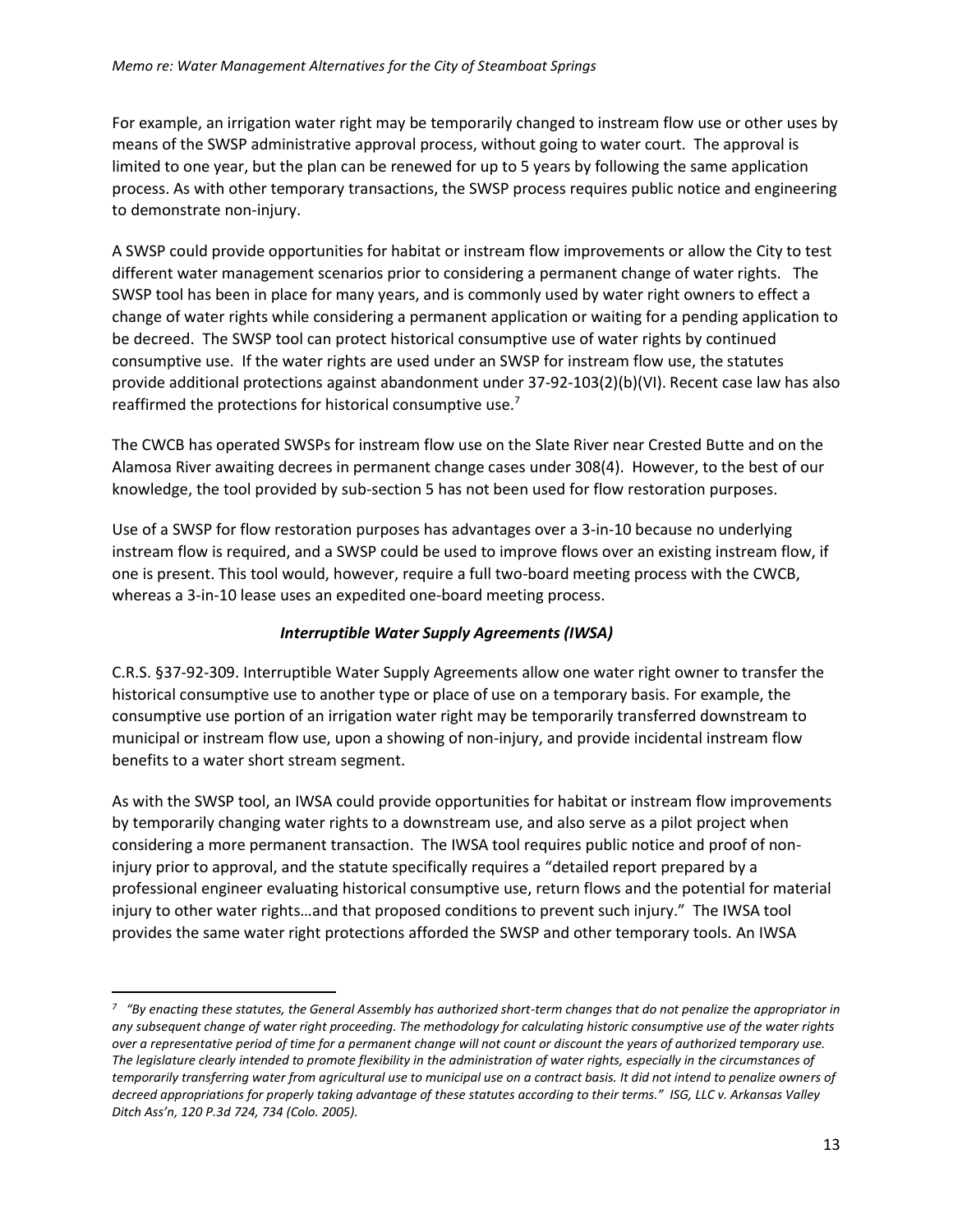For example, an irrigation water right may be temporarily changed to instream flow use or other uses by means of the SWSP administrative approval process, without going to water court. The approval is limited to one year, but the plan can be renewed for up to 5 years by following the same application process. As with other temporary transactions, the SWSP process requires public notice and engineering to demonstrate non-injury.

A SWSP could provide opportunities for habitat or instream flow improvements or allow the City to test different water management scenarios prior to considering a permanent change of water rights. The SWSP tool has been in place for many years, and is commonly used by water right owners to effect a change of water rights while considering a permanent application or waiting for a pending application to be decreed. The SWSP tool can protect historical consumptive use of water rights by continued consumptive use. If the water rights are used under an SWSP for instream flow use, the statutes provide additional protections against abandonment under 37-92-103(2)(b)(VI). Recent case law has also reaffirmed the protections for historical consumptive use.[7]

The CWCB has operated SWSPs for instream flow use on the Slate River near Crested Butte and on the Alamosa River awaiting decrees in permanent change cases under 308(4). However, to the best of our knowledge, the tool provided by sub-section 5 has not been used for flow restoration purposes.

Use of a SWSP for flow restoration purposes has advantages over a 3-in-10 because no underlying instream flow is required, and a SWSP could be used to improve flows over an existing instream flow, if one is present. This tool would, however, require a full two-board meeting process with the CWCB, whereas a 3-in-10 lease uses an expedited one-board meeting process.

### *Interruptible Water Supply Agreements (IWSA)*

C.R.S. §37-92-309. Interruptible Water Supply Agreements allow one water right owner to transfer the historical consumptive use to another type or place of use on a temporary basis. For example, the consumptive use portion of an irrigation water right may be temporarily transferred downstream to municipal or instream flow use, upon a showing of non-injury, and provide incidental instream flow benefits to a water short stream segment.

As with the SWSP tool, an IWSA could provide opportunities for habitat or instream flow improvements by temporarily changing water rights to a downstream use, and also serve as a pilot project when considering a more permanent transaction. The IWSA tool requires public notice and proof of non-injury prior to approval, and the statute specifically requires a "detailed report prepared by a professional engineer evaluating historical consumptive use, return flows and the potential for material injury to other water rights…and that proposed conditions to prevent such injury." The IWSA tool provides the same water right protections afforded the SWSP and other temporary tools. An IWSA

---

[7] *"By enacting these statutes, the General Assembly has authorized short-term changes that do not penalize the appropriator in any subsequent change of water right proceeding. The methodology for calculating historic consumptive use of the water rights over a representative period of time for a permanent change will not count or discount the years of authorized temporary use. The legislature clearly intended to promote flexibility in the administration of water rights, especially in the circumstances of temporarily transferring water from agricultural use to municipal use on a contract basis. It did not intend to penalize owners of decreed appropriations for properly taking advantage of these statutes according to their terms." ISG, LLC v. Arkansas Valley Ditch Ass'n, 120 P.3d 724, 734 (Colo. 2005).*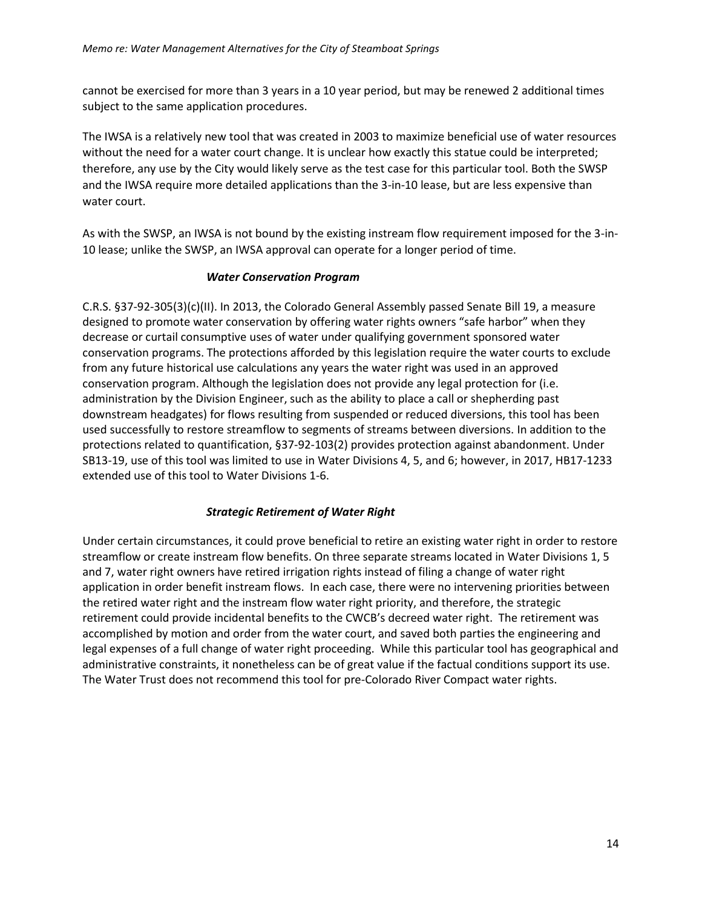cannot be exercised for more than 3 years in a 10 year period, but may be renewed 2 additional times subject to the same application procedures.

The IWSA is a relatively new tool that was created in 2003 to maximize beneficial use of water resources without the need for a water court change. It is unclear how exactly this statue could be interpreted; therefore, any use by the City would likely serve as the test case for this particular tool. Both the SWSP and the IWSA require more detailed applications than the 3-in-10 lease, but are less expensive than water court.

As with the SWSP, an IWSA is not bound by the existing instream flow requirement imposed for the 3-in-10 lease; unlike the SWSP, an IWSA approval can operate for a longer period of time.

### *Water Conservation Program*

C.R.S. §37-92-305(3)(c)(II). In 2013, the Colorado General Assembly passed Senate Bill 19, a measure designed to promote water conservation by offering water rights owners "safe harbor" when they decrease or curtail consumptive uses of water under qualifying government sponsored water conservation programs. The protections afforded by this legislation require the water courts to exclude from any future historical use calculations any years the water right was used in an approved conservation program. Although the legislation does not provide any legal protection for (i.e. administration by the Division Engineer, such as the ability to place a call or shepherding past downstream headgates) for flows resulting from suspended or reduced diversions, this tool has been used successfully to restore streamflow to segments of streams between diversions. In addition to the protections related to quantification, §37-92-103(2) provides protection against abandonment. Under SB13-19, use of this tool was limited to use in Water Divisions 4, 5, and 6; however, in 2017, HB17-1233 extended use of this tool to Water Divisions 1-6.

### *Strategic Retirement of Water Right*

Under certain circumstances, it could prove beneficial to retire an existing water right in order to restore streamflow or create instream flow benefits. On three separate streams located in Water Divisions 1, 5 and 7, water right owners have retired irrigation rights instead of filing a change of water right application in order benefit instream flows. In each case, there were no intervening priorities between the retired water right and the instream flow water right priority, and therefore, the strategic retirement could provide incidental benefits to the CWCB's decreed water right. The retirement was accomplished by motion and order from the water court, and saved both parties the engineering and legal expenses of a full change of water right proceeding. While this particular tool has geographical and administrative constraints, it nonetheless can be of great value if the factual conditions support its use. The Water Trust does not recommend this tool for pre-Colorado River Compact water rights.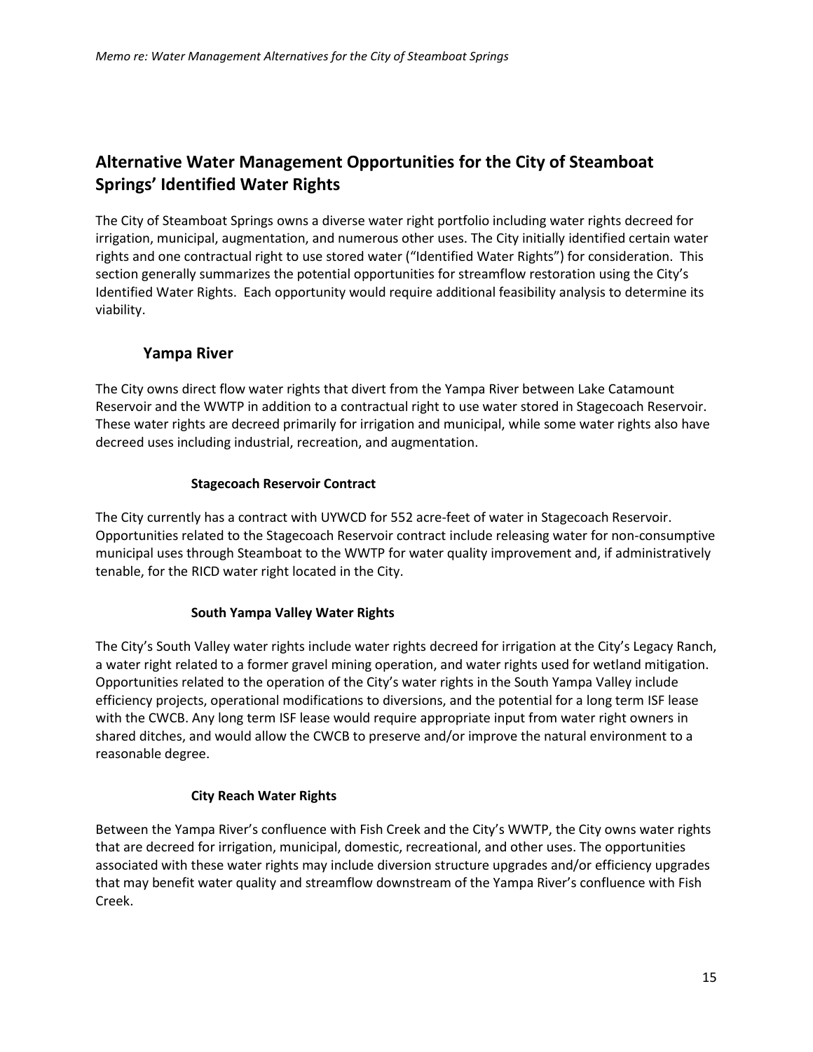## Alternative Water Management Opportunities for the City of Steamboat Springs' Identified Water Rights

The City of Steamboat Springs owns a diverse water right portfolio including water rights decreed for irrigation, municipal, augmentation, and numerous other uses. The City initially identified certain water rights and one contractual right to use stored water ("Identified Water Rights") for consideration. This section generally summarizes the potential opportunities for streamflow restoration using the City's Identified Water Rights. Each opportunity would require additional feasibility analysis to determine its viability.

### Yampa River

The City owns direct flow water rights that divert from the Yampa River between Lake Catamount Reservoir and the WWTP in addition to a contractual right to use water stored in Stagecoach Reservoir. These water rights are decreed primarily for irrigation and municipal, while some water rights also have decreed uses including industrial, recreation, and augmentation.

#### Stagecoach Reservoir Contract

The City currently has a contract with UYWCD for 552 acre-feet of water in Stagecoach Reservoir. Opportunities related to the Stagecoach Reservoir contract include releasing water for non-consumptive municipal uses through Steamboat to the WWTP for water quality improvement and, if administratively tenable, for the RICD water right located in the City.

#### South Yampa Valley Water Rights

The City's South Valley water rights include water rights decreed for irrigation at the City's Legacy Ranch, a water right related to a former gravel mining operation, and water rights used for wetland mitigation. Opportunities related to the operation of the City's water rights in the South Yampa Valley include efficiency projects, operational modifications to diversions, and the potential for a long term ISF lease with the CWCB. Any long term ISF lease would require appropriate input from water right owners in shared ditches, and would allow the CWCB to preserve and/or improve the natural environment to a reasonable degree.

#### City Reach Water Rights

Between the Yampa River's confluence with Fish Creek and the City's WWTP, the City owns water rights that are decreed for irrigation, municipal, domestic, recreational, and other uses. The opportunities associated with these water rights may include diversion structure upgrades and/or efficiency upgrades that may benefit water quality and streamflow downstream of the Yampa River's confluence with Fish Creek.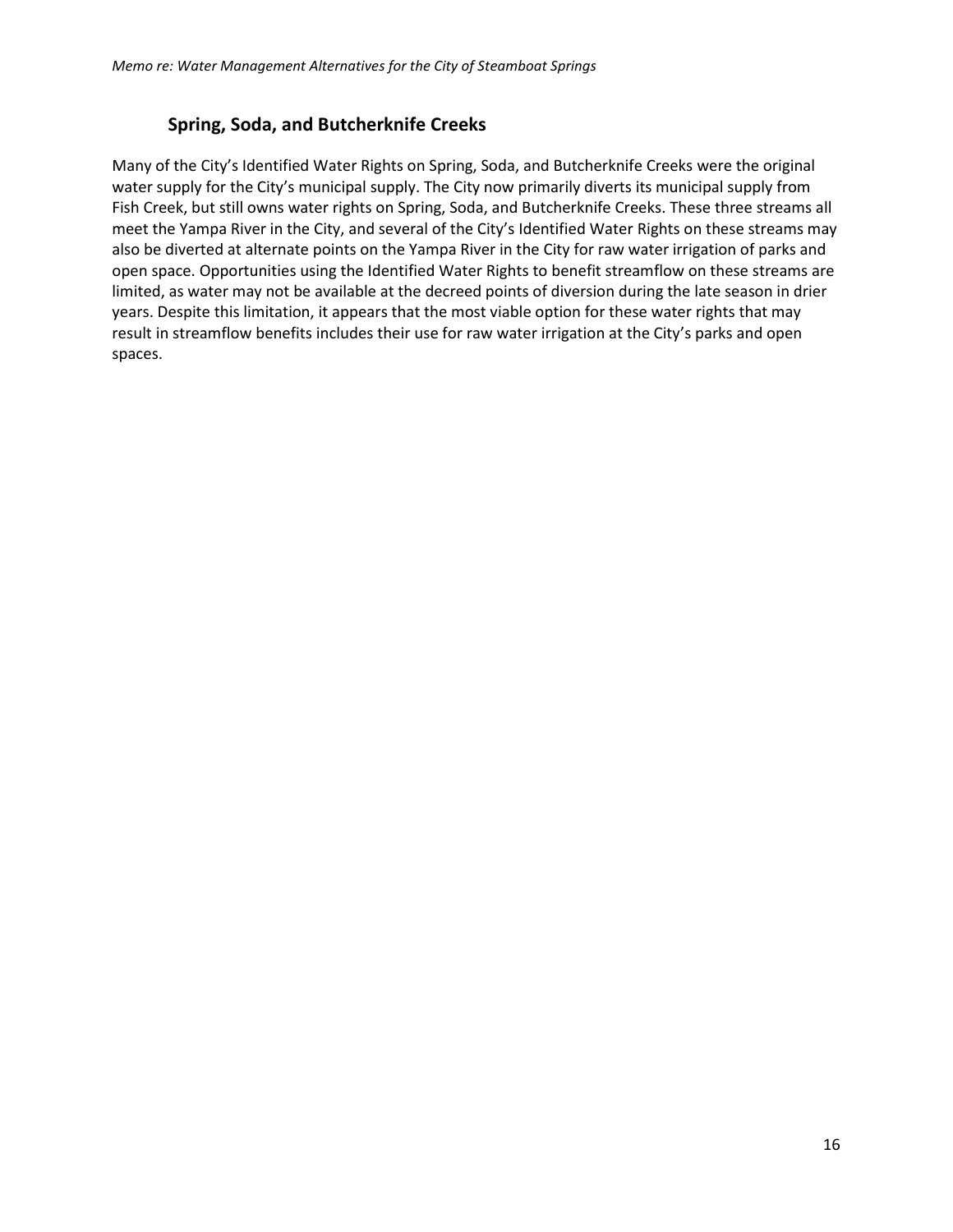### Spring, Soda, and Butcherknife Creeks

Many of the City's Identified Water Rights on Spring, Soda, and Butcherknife Creeks were the original water supply for the City's municipal supply. The City now primarily diverts its municipal supply from Fish Creek, but still owns water rights on Spring, Soda, and Butcherknife Creeks. These three streams all meet the Yampa River in the City, and several of the City's Identified Water Rights on these streams may also be diverted at alternate points on the Yampa River in the City for raw water irrigation of parks and open space. Opportunities using the Identified Water Rights to benefit streamflow on these streams are limited, as water may not be available at the decreed points of diversion during the late season in drier years. Despite this limitation, it appears that the most viable option for these water rights that may result in streamflow benefits includes their use for raw water irrigation at the City's parks and open spaces.